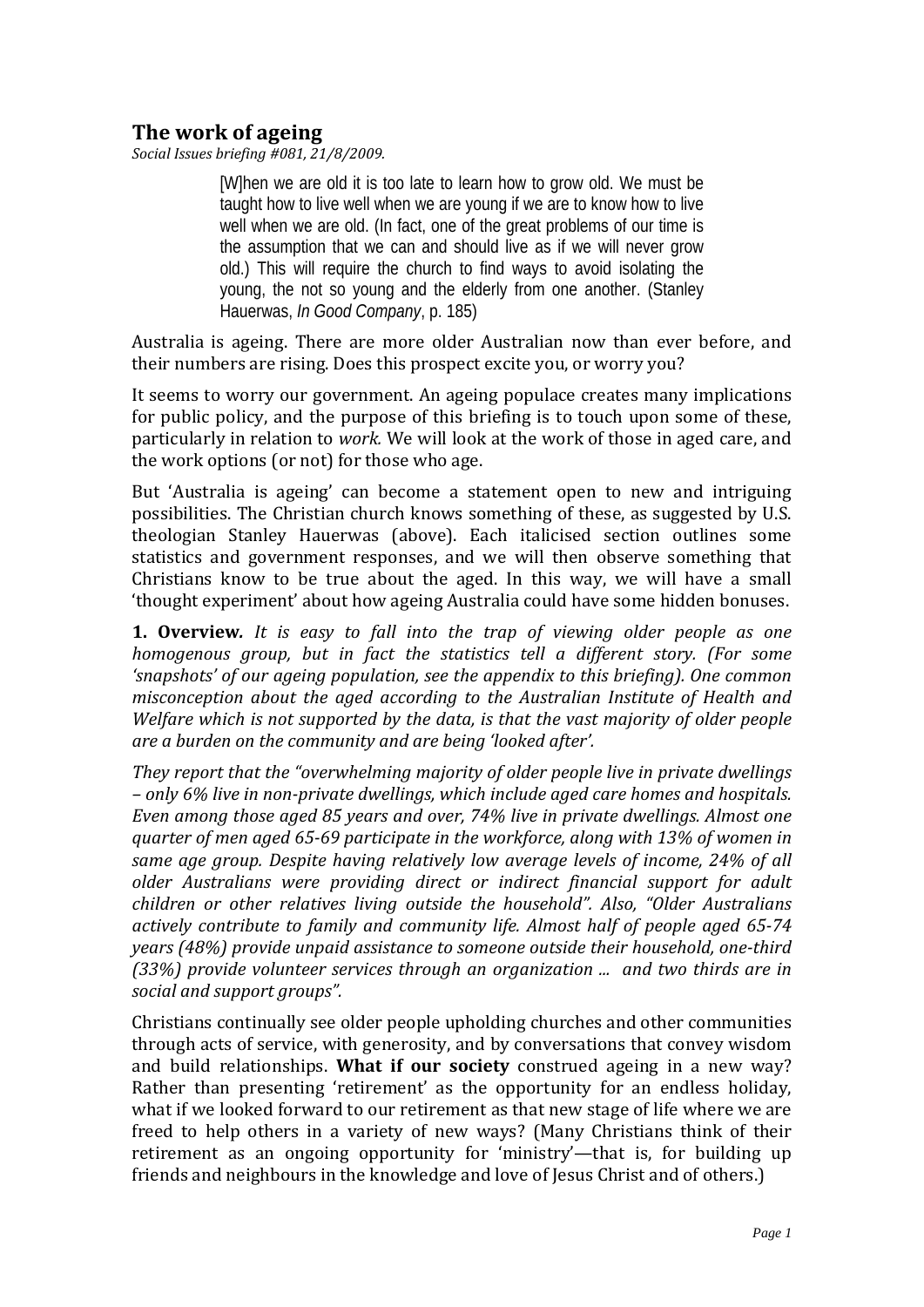## The work of ageing

*Social Issues briefing #081, 21/8/2009.*

> [W]hen we are old it is too late to learn how to grow old. We must be taught how to live well when we are young if we are to know how to live well when we are old. (In fact, one of the great problems of our time is the assumption that we can and should live as if we will never grow old.) This will require the church to find ways to avoid isolating the young, the not so young and the elderly from one another. (Stanley Hauerwas, *In Good Company*, p. 185)

Australia is ageing. There are more older Australian now than ever before, and their numbers are rising. Does this prospect excite you, or worry you?

It seems to worry our government. An ageing populace creates many implications for public policy, and the purpose of this briefing is to touch upon some of these, particularly in relation to *work.* We will look at the work of those in aged care, and the work options (or not) for those who age.

But 'Australia is ageing' can become a statement open to new and intriguing possibilities. The Christian church knows something of these, as suggested by U.S. theologian Stanley Hauerwas (above). Each italicised section outlines some statistics and government responses, and we will then observe something that Christians know to be true about the aged. In this way, we will have a small 'thought experiment' about how ageing Australia could have some hidden bonuses.

**1. Overview.** *It is easy to fall into the trap of viewing older people as one homogenous group, but in fact the statistics tell a different story. (For some 'snapshots' of our ageing population, see the appendix to this briefing). One common misconception about the aged according to the Australian Institute of Health and Welfare which is not supported by the data, is that the vast majority of older people are a burden on the community and are being 'looked after'.*

*They report that the "overwhelming majority of older people live in private dwellings – only 6% live in non-private dwellings, which include aged care homes and hospitals. Even among those aged 85 years and over, 74% live in private dwellings. Almost one quarter of men aged 65-69 participate in the workforce, along with 13% of women in same age group. Despite having relatively low average levels of income, 24% of all older Australians were providing direct or indirect financial support for adult children or other relatives living outside the household". Also, "Older Australians actively contribute to family and community life. Almost half of people aged 65-74 years (48%) provide unpaid assistance to someone outside their household, one-third (33%) provide volunteer services through an organization ... and two thirds are in social and support groups".*

Christians continually see older people upholding churches and other communities through acts of service, with generosity, and by conversations that convey wisdom and build relationships. **What if our society** construed ageing in a new way? Rather than presenting 'retirement' as the opportunity for an endless holiday, what if we looked forward to our retirement as that new stage of life where we are freed to help others in a variety of new ways? (Many Christians think of their retirement as an ongoing opportunity for 'ministry'—that is, for building up friends and neighbours in the knowledge and love of Jesus Christ and of others.)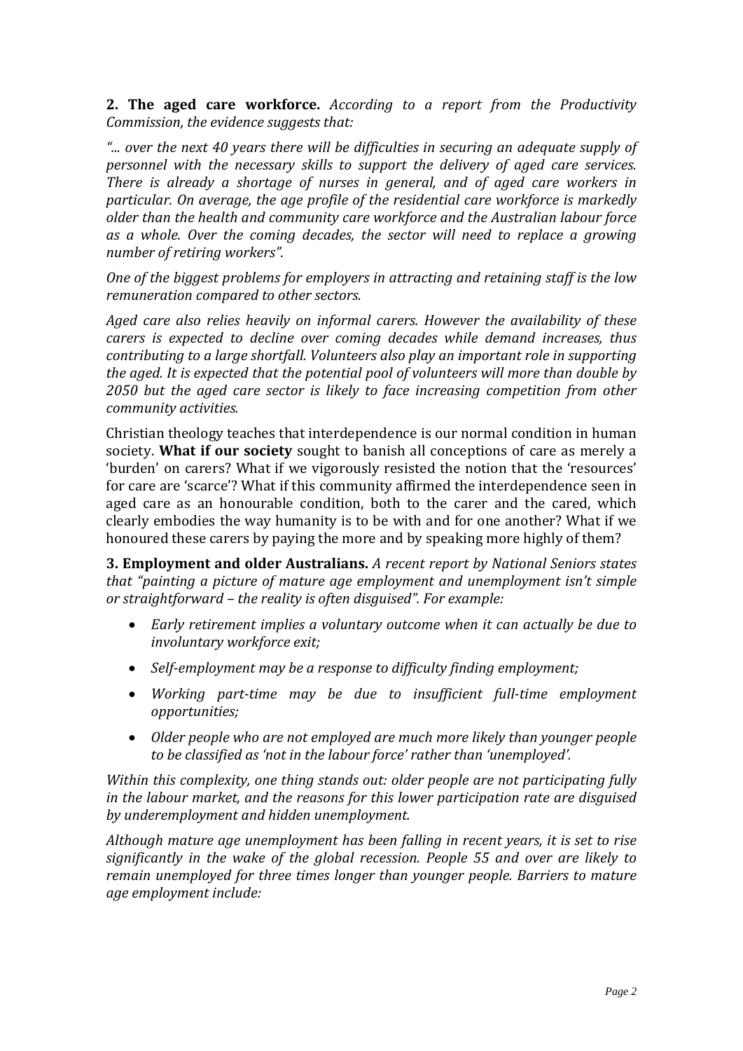**2. The aged care workforce.** *According to a report from the Productivity Commission, the evidence suggests that:*

*"... over the next 40 years there will be difficulties in securing an adequate supply of personnel with the necessary skills to support the delivery of aged care services. There is already a shortage of nurses in general, and of aged care workers in particular. On average, the age profile of the residential care workforce is markedly older than the health and community care workforce and the Australian labour force as a whole. Over the coming decades, the sector will need to replace a growing number of retiring workers".*

*One of the biggest problems for employers in attracting and retaining staff is the low remuneration compared to other sectors.*

*Aged care also relies heavily on informal carers. However the availability of these carers is expected to decline over coming decades while demand increases, thus contributing to a large shortfall. Volunteers also play an important role in supporting the aged. It is expected that the potential pool of volunteers will more than double by 2050 but the aged care sector is likely to face increasing competition from other community activities.*

Christian theology teaches that interdependence is our normal condition in human society. **What if our society** sought to banish all conceptions of care as merely a 'burden' on carers? What if we vigorously resisted the notion that the 'resources' for care are 'scarce'? What if this community affirmed the interdependence seen in aged care as an honourable condition, both to the carer and the cared, which clearly embodies the way humanity is to be with and for one another? What if we honoured these carers by paying the more and by speaking more highly of them?

**3. Employment and older Australians.** *A recent report by National Seniors states that "painting a picture of mature age employment and unemployment isn't simple or straightforward – the reality is often disguised". For example:*

- *Early retirement implies a voluntary outcome when it can actually be due to involuntary workforce exit;*
- *Self-employment may be a response to difficulty finding employment;*
- *Working part-time may be due to insufficient full-time employment opportunities;*
- *Older people who are not employed are much more likely than younger people to be classified as 'not in the labour force' rather than 'unemployed'.*

*Within this complexity, one thing stands out: older people are not participating fully in the labour market, and the reasons for this lower participation rate are disguised by underemployment and hidden unemployment.*

*Although mature age unemployment has been falling in recent years, it is set to rise significantly in the wake of the global recession. People 55 and over are likely to remain unemployed for three times longer than younger people. Barriers to mature age employment include:*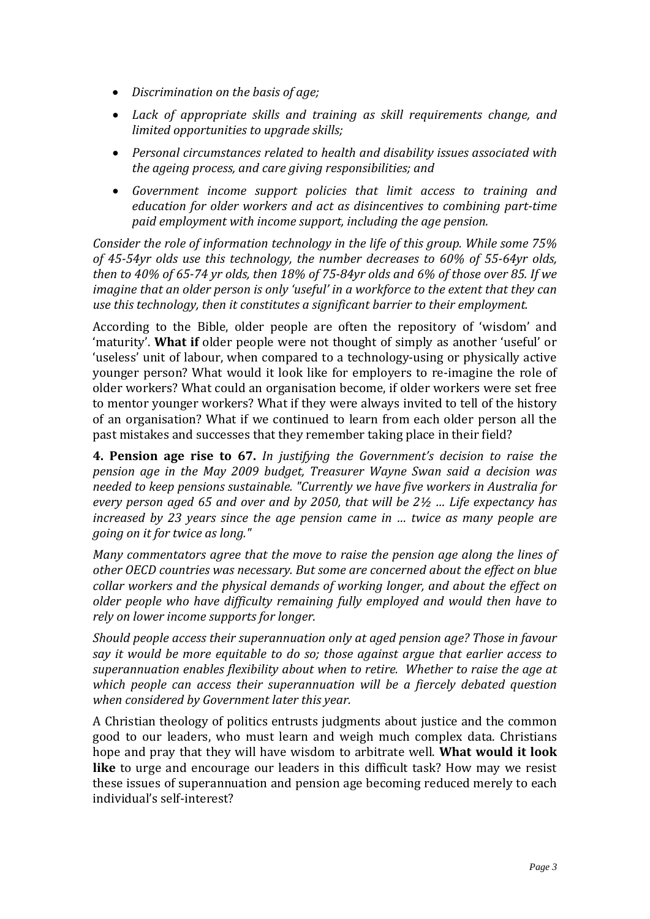- *Discrimination on the basis of age;*
- *Lack of appropriate skills and training as skill requirements change, and limited opportunities to upgrade skills;*
- *Personal circumstances related to health and disability issues associated with the ageing process, and care giving responsibilities; and*
- *Government income support policies that limit access to training and education for older workers and act as disincentives to combining part-time paid employment with income support, including the age pension.*

*Consider the role of information technology in the life of this group. While some 75% of 45-54yr olds use this technology, the number decreases to 60% of 55-64yr olds, then to 40% of 65-74 yr olds, then 18% of 75-84yr olds and 6% of those over 85. If we imagine that an older person is only 'useful' in a workforce to the extent that they can use this technology, then it constitutes a significant barrier to their employment.*

According to the Bible, older people are often the repository of 'wisdom' and 'maturity'. **What if** older people were not thought of simply as another 'useful' or 'useless' unit of labour, when compared to a technology-using or physically active younger person? What would it look like for employers to re-imagine the role of older workers? What could an organisation become, if older workers were set free to mentor younger workers? What if they were always invited to tell of the history of an organisation? What if we continued to learn from each older person all the past mistakes and successes that they remember taking place in their field?

**4. Pension age rise to 67.** *In justifying the Government's decision to raise the pension age in the May 2009 budget, Treasurer Wayne Swan said a decision was needed to keep pensions sustainable. "Currently we have five workers in Australia for every person aged 65 and over and by 2050, that will be 2½ … Life expectancy has increased by 23 years since the age pension came in … twice as many people are going on it for twice as long."*

*Many commentators agree that the move to raise the pension age along the lines of other OECD countries was necessary. But some are concerned about the effect on blue collar workers and the physical demands of working longer, and about the effect on older people who have difficulty remaining fully employed and would then have to rely on lower income supports for longer.*

*Should people access their superannuation only at aged pension age? Those in favour say it would be more equitable to do so; those against argue that earlier access to superannuation enables flexibility about when to retire. Whether to raise the age at which people can access their superannuation will be a fiercely debated question when considered by Government later this year.*

A Christian theology of politics entrusts judgments about justice and the common good to our leaders, who must learn and weigh much complex data. Christians hope and pray that they will have wisdom to arbitrate well. **What would it look like** to urge and encourage our leaders in this difficult task? How may we resist these issues of superannuation and pension age becoming reduced merely to each individual's self-interest?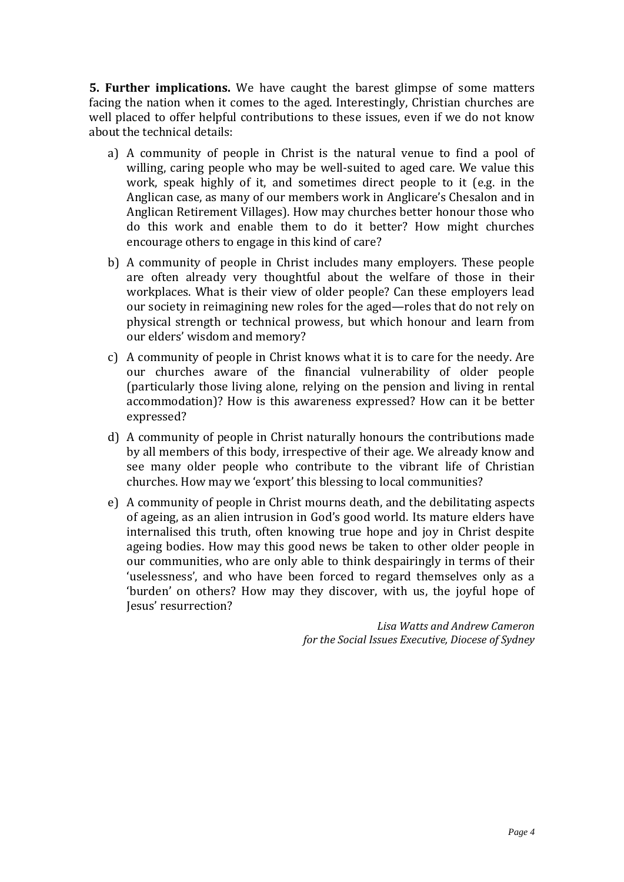**5. Further implications.** We have caught the barest glimpse of some matters facing the nation when it comes to the aged. Interestingly, Christian churches are well placed to offer helpful contributions to these issues, even if we do not know about the technical details:

a) A community of people in Christ is the natural venue to find a pool of willing, caring people who may be well-suited to aged care. We value this work, speak highly of it, and sometimes direct people to it (e.g. in the Anglican case, as many of our members work in Anglicare's Chesalon and in Anglican Retirement Villages). How may churches better honour those who do this work and enable them to do it better? How might churches encourage others to engage in this kind of care?

b) A community of people in Christ includes many employers. These people are often already very thoughtful about the welfare of those in their workplaces. What is their view of older people? Can these employers lead our society in reimagining new roles for the aged—roles that do not rely on physical strength or technical prowess, but which honour and learn from our elders' wisdom and memory?

c) A community of people in Christ knows what it is to care for the needy. Are our churches aware of the financial vulnerability of older people (particularly those living alone, relying on the pension and living in rental accommodation)? How is this awareness expressed? How can it be better expressed?

d) A community of people in Christ naturally honours the contributions made by all members of this body, irrespective of their age. We already know and see many older people who contribute to the vibrant life of Christian churches. How may we 'export' this blessing to local communities?

e) A community of people in Christ mourns death, and the debilitating aspects of ageing, as an alien intrusion in God's good world. Its mature elders have internalised this truth, often knowing true hope and joy in Christ despite ageing bodies. How may this good news be taken to other older people in our communities, who are only able to think despairingly in terms of their 'uselessness', and who have been forced to regard themselves only as a 'burden' on others? How may they discover, with us, the joyful hope of Jesus' resurrection?

*Lisa Watts and Andrew Cameron*
*for the Social Issues Executive, Diocese of Sydney*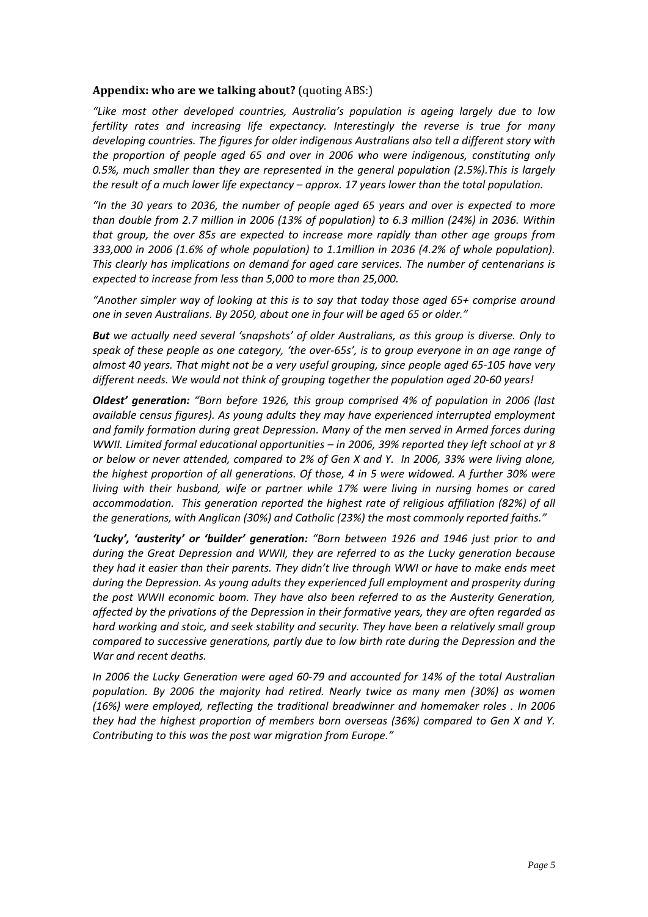**Appendix: who are we talking about?** (quoting ABS:)

*"Like most other developed countries, Australia's population is ageing largely due to low fertility rates and increasing life expectancy. Interestingly the reverse is true for many developing countries. The figures for older indigenous Australians also tell a different story with the proportion of people aged 65 and over in 2006 who were indigenous, constituting only 0.5%, much smaller than they are represented in the general population (2.5%).This is largely the result of a much lower life expectancy – approx. 17 years lower than the total population.*

*"In the 30 years to 2036, the number of people aged 65 years and over is expected to more than double from 2.7 million in 2006 (13% of population) to 6.3 million (24%) in 2036. Within that group, the over 85s are expected to increase more rapidly than other age groups from 333,000 in 2006 (1.6% of whole population) to 1.1million in 2036 (4.2% of whole population). This clearly has implications on demand for aged care services. The number of centenarians is expected to increase from less than 5,000 to more than 25,000.*

*"Another simpler way of looking at this is to say that today those aged 65+ comprise around one in seven Australians. By 2050, about one in four will be aged 65 or older."*

***But** we actually need several 'snapshots' of older Australians, as this group is diverse. Only to speak of these people as one category, 'the over-65s', is to group everyone in an age range of almost 40 years. That might not be a very useful grouping, since people aged 65-105 have very different needs. We would not think of grouping together the population aged 20-60 years!*

***Oldest' generation:** "Born before 1926, this group comprised 4% of population in 2006 (last available census figures). As young adults they may have experienced interrupted employment and family formation during great Depression. Many of the men served in Armed forces during WWII. Limited formal educational opportunities – in 2006, 39% reported they left school at yr 8 or below or never attended, compared to 2% of Gen X and Y. In 2006, 33% were living alone, the highest proportion of all generations. Of those, 4 in 5 were widowed. A further 30% were living with their husband, wife or partner while 17% were living in nursing homes or cared accommodation. This generation reported the highest rate of religious affiliation (82%) of all the generations, with Anglican (30%) and Catholic (23%) the most commonly reported faiths."*

***'Lucky', 'austerity' or 'builder' generation:** "Born between 1926 and 1946 just prior to and during the Great Depression and WWII, they are referred to as the Lucky generation because they had it easier than their parents. They didn't live through WWI or have to make ends meet during the Depression. As young adults they experienced full employment and prosperity during the post WWII economic boom. They have also been referred to as the Austerity Generation, affected by the privations of the Depression in their formative years, they are often regarded as hard working and stoic, and seek stability and security. They have been a relatively small group compared to successive generations, partly due to low birth rate during the Depression and the War and recent deaths.*

*In 2006 the Lucky Generation were aged 60-79 and accounted for 14% of the total Australian population. By 2006 the majority had retired. Nearly twice as many men (30%) as women (16%) were employed, reflecting the traditional breadwinner and homemaker roles . In 2006 they had the highest proportion of members born overseas (36%) compared to Gen X and Y. Contributing to this was the post war migration from Europe."*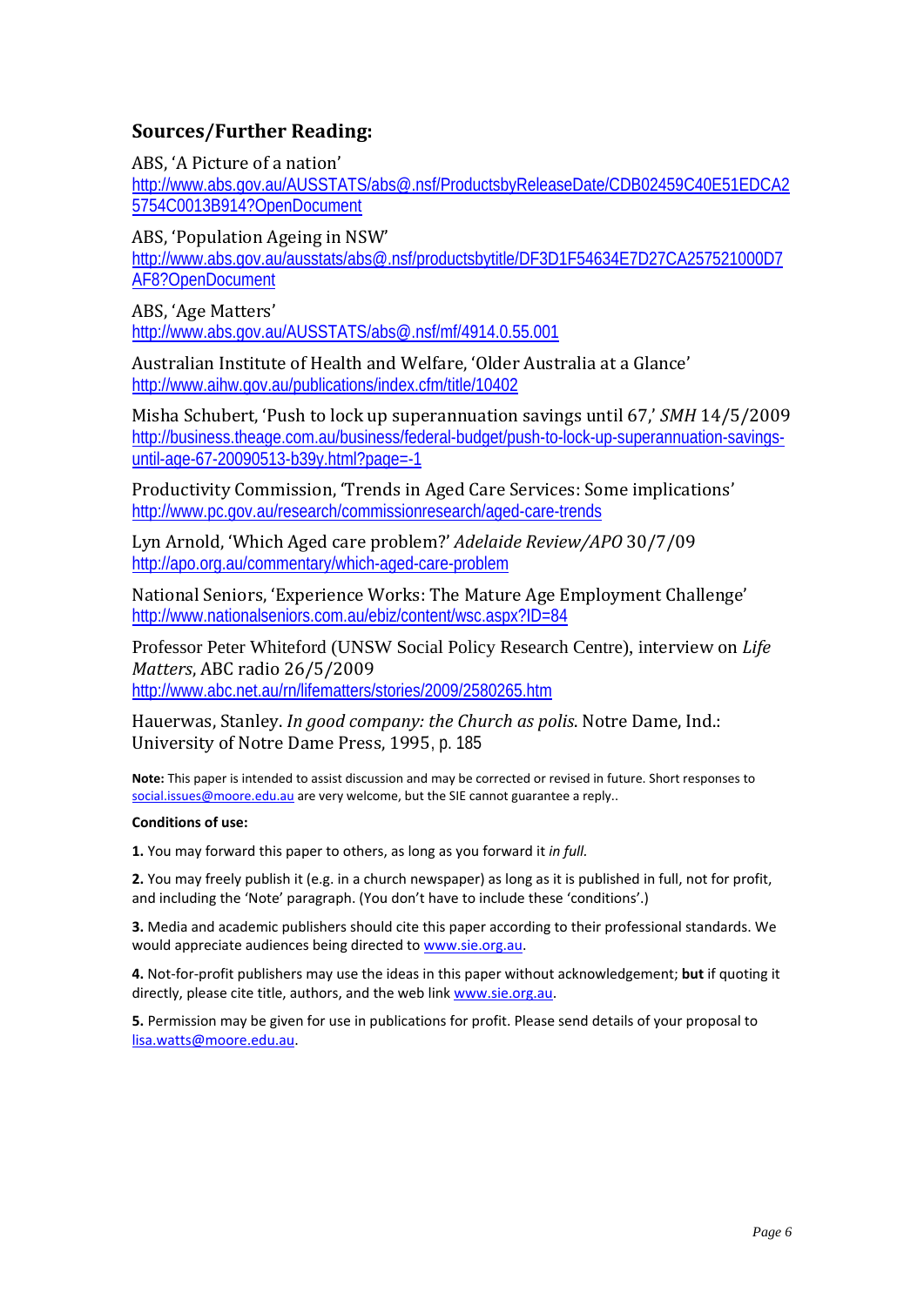## Sources/Further Reading:

ABS, 'A Picture of a nation'
http://www.abs.gov.au/AUSSTATS/abs@.nsf/ProductsbyReleaseDate/CDB02459C40E51EDCA25754C0013B914?OpenDocument

ABS, 'Population Ageing in NSW'
http://www.abs.gov.au/ausstats/abs@.nsf/productsbytitle/DF3D1F54634E7D27CA257521000D7AF8?OpenDocument

ABS, 'Age Matters'
http://www.abs.gov.au/AUSSTATS/abs@.nsf/mf/4914.0.55.001

Australian Institute of Health and Welfare, 'Older Australia at a Glance'
http://www.aihw.gov.au/publications/index.cfm/title/10402

Misha Schubert, 'Push to lock up superannuation savings until 67,' *SMH* 14/5/2009
http://business.theage.com.au/business/federal-budget/push-to-lock-up-superannuation-savings-until-age-67-20090513-b39y.html?page=-1

Productivity Commission, 'Trends in Aged Care Services: Some implications'
http://www.pc.gov.au/research/commissionresearch/aged-care-trends

Lyn Arnold, 'Which Aged care problem?' *Adelaide Review/APO* 30/7/09
http://apo.org.au/commentary/which-aged-care-problem

National Seniors, 'Experience Works: The Mature Age Employment Challenge'
http://www.nationalseniors.com.au/ebiz/content/wsc.aspx?ID=84

Professor Peter Whiteford (UNSW Social Policy Research Centre), interview on *Life Matters*, ABC radio 26/5/2009
http://www.abc.net.au/rn/lifematters/stories/2009/2580265.htm

Hauerwas, Stanley. *In good company: the Church as polis*. Notre Dame, Ind.: University of Notre Dame Press, 1995, p. 185

**Note:** This paper is intended to assist discussion and may be corrected or revised in future. Short responses to social.issues@moore.edu.au are very welcome, but the SIE cannot guarantee a reply..

**Conditions of use:**

**1.** You may forward this paper to others, as long as you forward it *in full*.

**2.** You may freely publish it (e.g. in a church newspaper) as long as it is published in full, not for profit, and including the 'Note' paragraph. (You don't have to include these 'conditions'.)

**3.** Media and academic publishers should cite this paper according to their professional standards. We would appreciate audiences being directed to www.sie.org.au.

**4.** Not-for-profit publishers may use the ideas in this paper without acknowledgement; **but** if quoting it directly, please cite title, authors, and the web link www.sie.org.au.

**5.** Permission may be given for use in publications for profit. Please send details of your proposal to lisa.watts@moore.edu.au.